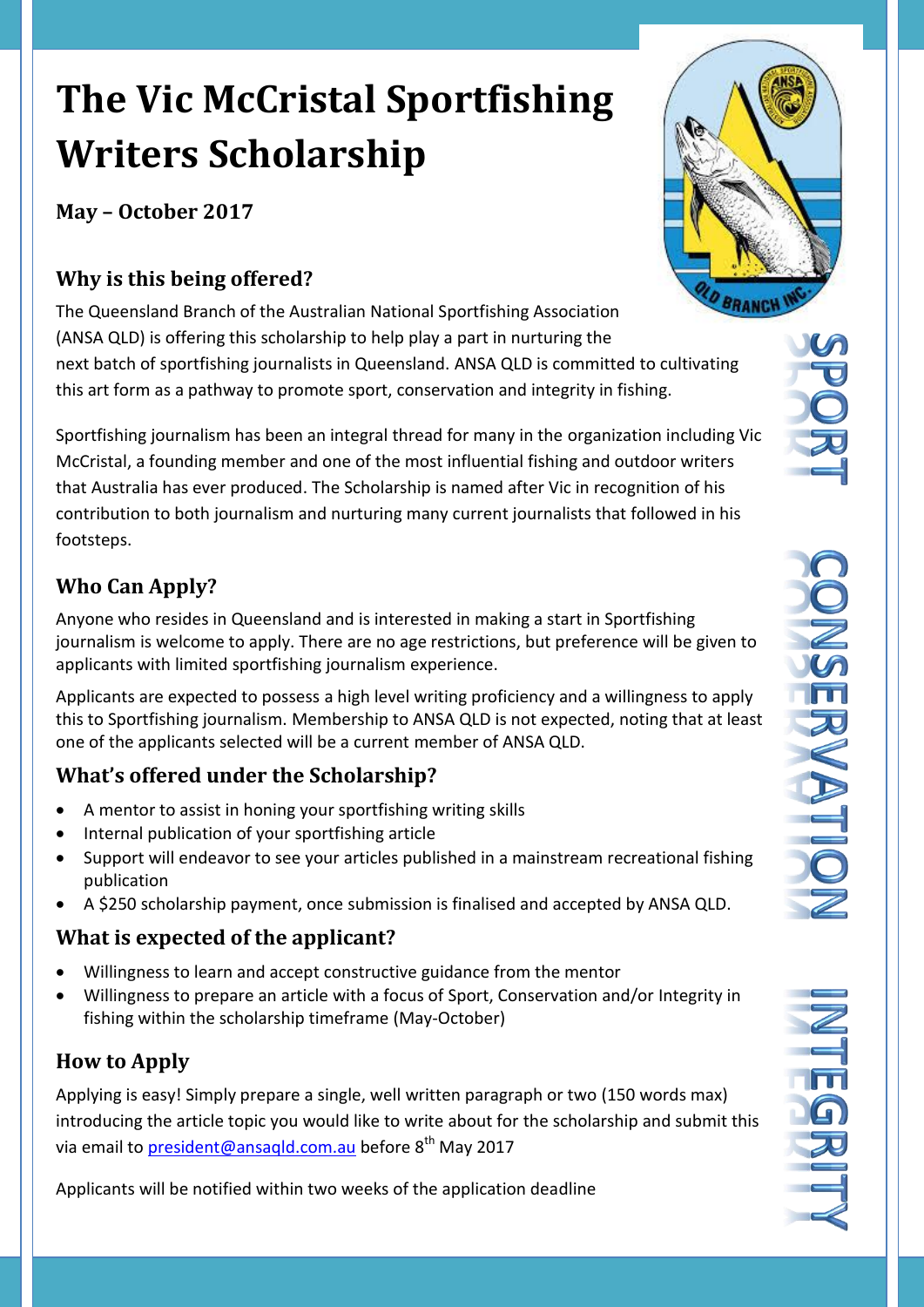# The Vic McCristal Sportfishing Writers Scholarship

**May – October 2017**

## Why is this being offered?

The Queensland Branch of the Australian National Sportfishing Association (ANSA QLD) is offering this scholarship to help play a part in nurturing the next batch of sportfishing journalists in Queensland. ANSA QLD is committed to cultivating this art form as a pathway to promote sport, conservation and integrity in fishing.

Sportfishing journalism has been an integral thread for many in the organization including Vic McCristal, a founding member and one of the most influential fishing and outdoor writers that Australia has ever produced. The Scholarship is named after Vic in recognition of his contribution to both journalism and nurturing many current journalists that followed in his footsteps.

## Who Can Apply?

Anyone who resides in Queensland and is interested in making a start in Sportfishing journalism is welcome to apply. There are no age restrictions, but preference will be given to applicants with limited sportfishing journalism experience.

Applicants are expected to possess a high level writing proficiency and a willingness to apply this to Sportfishing journalism. Membership to ANSA QLD is not expected, noting that at least one of the applicants selected will be a current member of ANSA QLD.

## What's offered under the Scholarship?

- A mentor to assist in honing your sportfishing writing skills
- Internal publication of your sportfishing article
- Support will endeavor to see your articles published in a mainstream recreational fishing publication
- A $250 scholarship payment, once submission is finalised and accepted by ANSA QLD.

## What is expected of the applicant?

- Willingness to learn and accept constructive guidance from the mentor
- Willingness to prepare an article with a focus of Sport, Conservation and/or Integrity in fishing within the scholarship timeframe (May-October)

## How to Apply

Applying is easy! Simply prepare a single, well written paragraph or two (150 words max) introducing the article topic you would like to write about for the scholarship and submit this via email to president@ansaqld.com.au before 8th May 2017

Applicants will be notified within two weeks of the application deadline

SPORT CONSERVATION INTEGRITY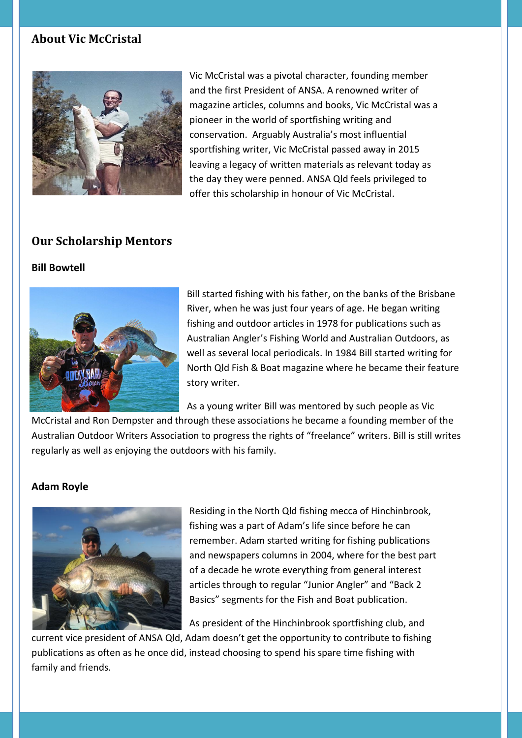## About Vic McCristal

Vic McCristal was a pivotal character, founding member and the first President of ANSA. A renowned writer of magazine articles, columns and books, Vic McCristal was a pioneer in the world of sportfishing writing and conservation. Arguably Australia's most influential sportfishing writer, Vic McCristal passed away in 2015 leaving a legacy of written materials as relevant today as the day they were penned. ANSA Qld feels privileged to offer this scholarship in honour of Vic McCristal.

## Our Scholarship Mentors

### Bill Bowtell

Bill started fishing with his father, on the banks of the Brisbane River, when he was just four years of age. He began writing fishing and outdoor articles in 1978 for publications such as Australian Angler's Fishing World and Australian Outdoors, as well as several local periodicals. In 1984 Bill started writing for North Qld Fish & Boat magazine where he became their feature story writer.

As a young writer Bill was mentored by such people as Vic McCristal and Ron Dempster and through these associations he became a founding member of the Australian Outdoor Writers Association to progress the rights of "freelance" writers. Bill is still writes regularly as well as enjoying the outdoors with his family.

### Adam Royle

Residing in the North Qld fishing mecca of Hinchinbrook, fishing was a part of Adam's life since before he can remember. Adam started writing for fishing publications and newspapers columns in 2004, where for the best part of a decade he wrote everything from general interest articles through to regular "Junior Angler" and "Back 2 Basics" segments for the Fish and Boat publication.

As president of the Hinchinbrook sportfishing club, and current vice president of ANSA Qld, Adam doesn't get the opportunity to contribute to fishing publications as often as he once did, instead choosing to spend his spare time fishing with family and friends.